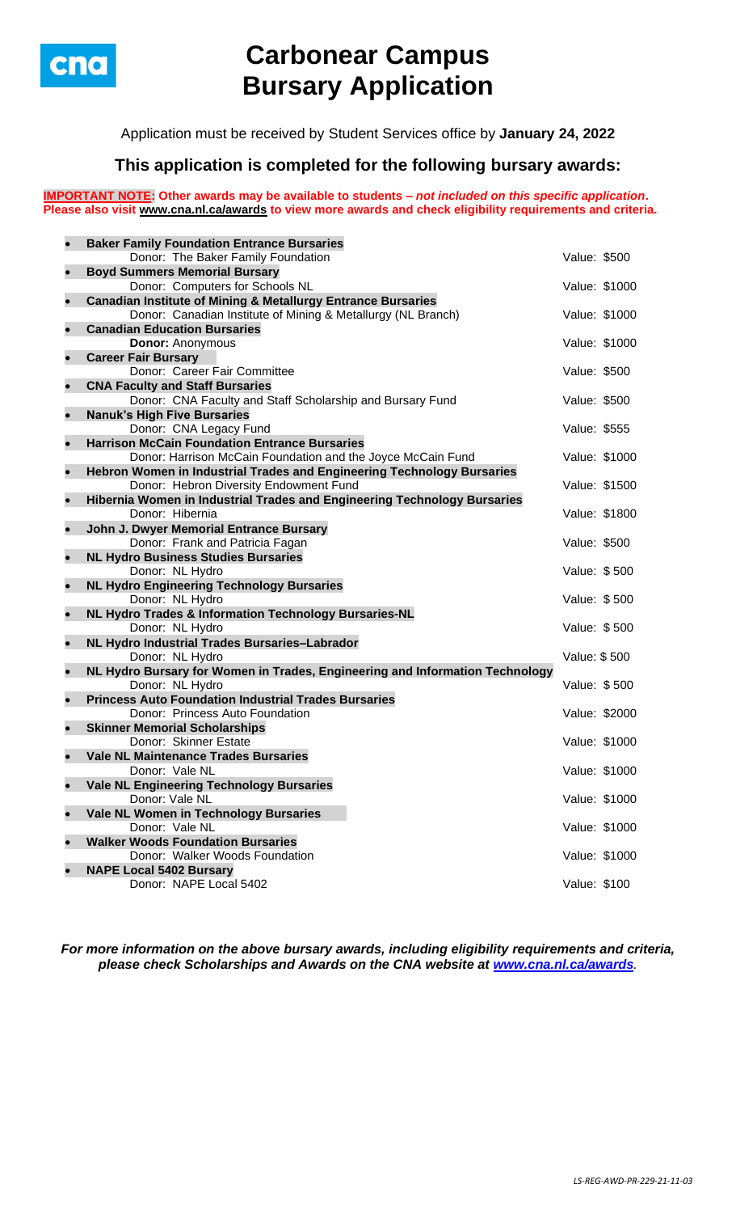# Carbonear Campus Bursary Application

Application must be received by Student Services office by **January 24, 2022**

## This application is completed for the following bursary awards:

**IMPORTANT NOTE: Other awards may be available to students – *not included on this specific application*. Please also visit www.cna.nl.ca/awards to view more awards and check eligibility requirements and criteria.**

- **Baker Family Foundation Entrance Bursaries**
  Donor: The Baker Family Foundation — Value: $500
- **Boyd Summers Memorial Bursary**
  Donor: Computers for Schools NL — Value: $1000
- **Canadian Institute of Mining & Metallurgy Entrance Bursaries**
  Donor: Canadian Institute of Mining & Metallurgy (NL Branch) — Value: $1000
- **Canadian Education Bursaries**
  **Donor:** Anonymous — Value: $1000
- **Career Fair Bursary**
  Donor: Career Fair Committee — Value: $500
- **CNA Faculty and Staff Bursaries**
  Donor: CNA Faculty and Staff Scholarship and Bursary Fund — Value: $500
- **Nanuk's High Five Bursaries**
  Donor: CNA Legacy Fund — Value: $555
- **Harrison McCain Foundation Entrance Bursaries**
  Donor: Harrison McCain Foundation and the Joyce McCain Fund — Value: $1000
- **Hebron Women in Industrial Trades and Engineering Technology Bursaries**
  Donor: Hebron Diversity Endowment Fund — Value: $1500
- **Hibernia Women in Industrial Trades and Engineering Technology Bursaries**
  Donor: Hibernia — Value: $1800
- **John J. Dwyer Memorial Entrance Bursary**
  Donor: Frank and Patricia Fagan — Value: $500
- **NL Hydro Business Studies Bursaries**
  Donor: NL Hydro — Value: $ 500
- **NL Hydro Engineering Technology Bursaries**
  Donor: NL Hydro — Value: $ 500
- **NL Hydro Trades & Information Technology Bursaries-NL**
  Donor: NL Hydro — Value: $ 500
- **NL Hydro Industrial Trades Bursaries–Labrador**
  Donor: NL Hydro — Value: $ 500
- **NL Hydro Bursary for Women in Trades, Engineering and Information Technology**
  Donor: NL Hydro — Value: $ 500
- **Princess Auto Foundation Industrial Trades Bursaries**
  Donor: Princess Auto Foundation — Value: $2000
- **Skinner Memorial Scholarships**
  Donor: Skinner Estate — Value: $1000
- **Vale NL Maintenance Trades Bursaries**
  Donor: Vale NL — Value: $1000
- **Vale NL Engineering Technology Bursaries**
  Donor: Vale NL — Value: $1000
- **Vale NL Women in Technology Bursaries**
  Donor: Vale NL — Value: $1000
- **Walker Woods Foundation Bursaries**
  Donor: Walker Woods Foundation — Value: $1000
- **NAPE Local 5402 Bursary**
  Donor: NAPE Local 5402 — Value: $100

***For more information on the above bursary awards, including eligibility requirements and criteria, please check Scholarships and Awards on the CNA website at www.cna.nl.ca/awards.***

*LS-REG-AWD-PR-229-21-11-03*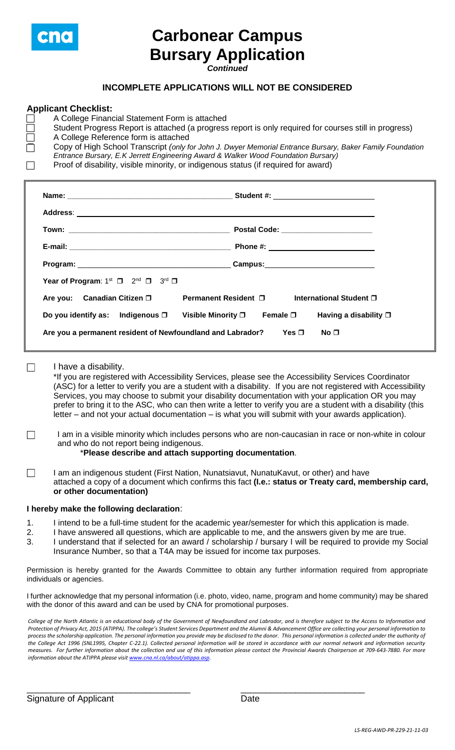# Carbonear Campus Bursary Application

***Continued***

**INCOMPLETE APPLICATIONS WILL NOT BE CONSIDERED**

**Applicant Checklist:**

- ☐ A College Financial Statement Form is attached
- ☐ Student Progress Report is attached (a progress report is only required for courses still in progress)
- ☐ A College Reference form is attached
- ☐ Copy of High School Transcript *(only for John J. Dwyer Memorial Entrance Bursary, Baker Family Foundation Entrance Bursary, E.K Jerrett Engineering Award & Walker Wood Foundation Bursary)*
- ☐ Proof of disability, visible minority, or indigenous status (if required for award)

**Name:** ______________________ **Student #:** ______________________

**Address**: ______________________

**Town:** ______________________ **Postal Code:** ______________________

**E-mail:** ______________________ **Phone #:** ______________________

**Program:** ______________________ **Campus:** ______________________

**Year of Program**: 1st ☐ 2nd ☐ 3rd ☐

**Are you: Canadian Citizen ☐ Permanent Resident ☐ International Student ☐**

**Do you identify as: Indigenous ☐ Visible Minority ☐ Female ☐ Having a disability ☐**

**Are you a permanent resident of Newfoundland and Labrador? Yes ☐ No ☐**

☐ I have a disability.

*If you are registered with Accessibility Services, please see the Accessibility Services Coordinator (ASC) for a letter to verify you are a student with a disability. If you are not registered with Accessibility Services, you may choose to submit your disability documentation with your application OR you may prefer to bring it to the ASC, who can then write a letter to verify you are a student with a disability (this letter – and not your actual documentation – is what you will submit with your awards application).

☐ I am in a visible minority which includes persons who are non-caucasian in race or non-white in colour and who do not report being indigenous.
*__Please describe and attach supporting documentation__.

☐ I am an indigenous student (First Nation, Nunatsiavut, NunatuKavut, or other) and have attached a copy of a document which confirms this fact **(I.e.: status or Treaty card, membership card, or other documentation)**

**I hereby make the following declaration**:

1. I intend to be a full-time student for the academic year/semester for which this application is made.
2. I have answered all questions, which are applicable to me, and the answers given by me are true.
3. I understand that if selected for an award / scholarship / bursary I will be required to provide my Social Insurance Number, so that a T4A may be issued for income tax purposes.

Permission is hereby granted for the Awards Committee to obtain any further information required from appropriate individuals or agencies.

I further acknowledge that my personal information (i.e. photo, video, name, program and home community) may be shared with the donor of this award and can be used by CNA for promotional purposes.

*College of the North Atlantic is an educational body of the Government of Newfoundland and Labrador, and is therefore subject to the Access to Information and Protection of Privacy Act, 2015 (ATIPPA). The college's Student Services Department and the Alumni & Advancement Office are collecting your personal information to process the scholarship application. The personal information you provide may be disclosed to the donor. This personal information is collected under the authority of the College Act 1996 (SNL1995, Chapter C-22.1). Collected personal information will be stored in accordance with our normal network and information security measures. For further information about the collection and use of this information please contact the Provincial Awards Chairperson at 709-643-7880. For more information about the ATIPPA please visit www.cna.nl.ca/about/atippa.asp.*

______________________ ______________________

Signature of Applicant Date

*LS-REG-AWD-PR-229-21-11-03*